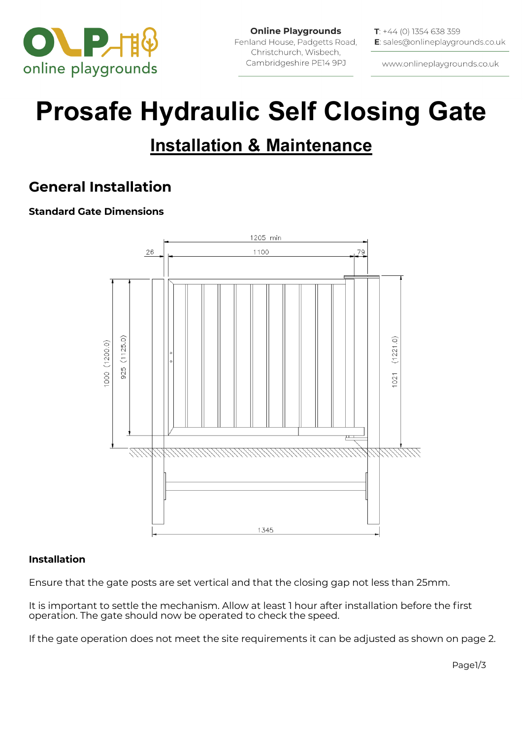# Prosafe Hydraulic Self Closing Gate

## Installation & Maintenance

## General Installation

**Standard Gate Dimensions**

**Installation**

Ensure that the gate posts are set vertical and that the closing gap not less than 25mm.

It is important to settle the mechanism. Allow at least 1 hour after installation before the first operation. The gate should now be operated to check the speed.

If the gate operation does not meet the site requirements it can be adjusted as shown on page 2.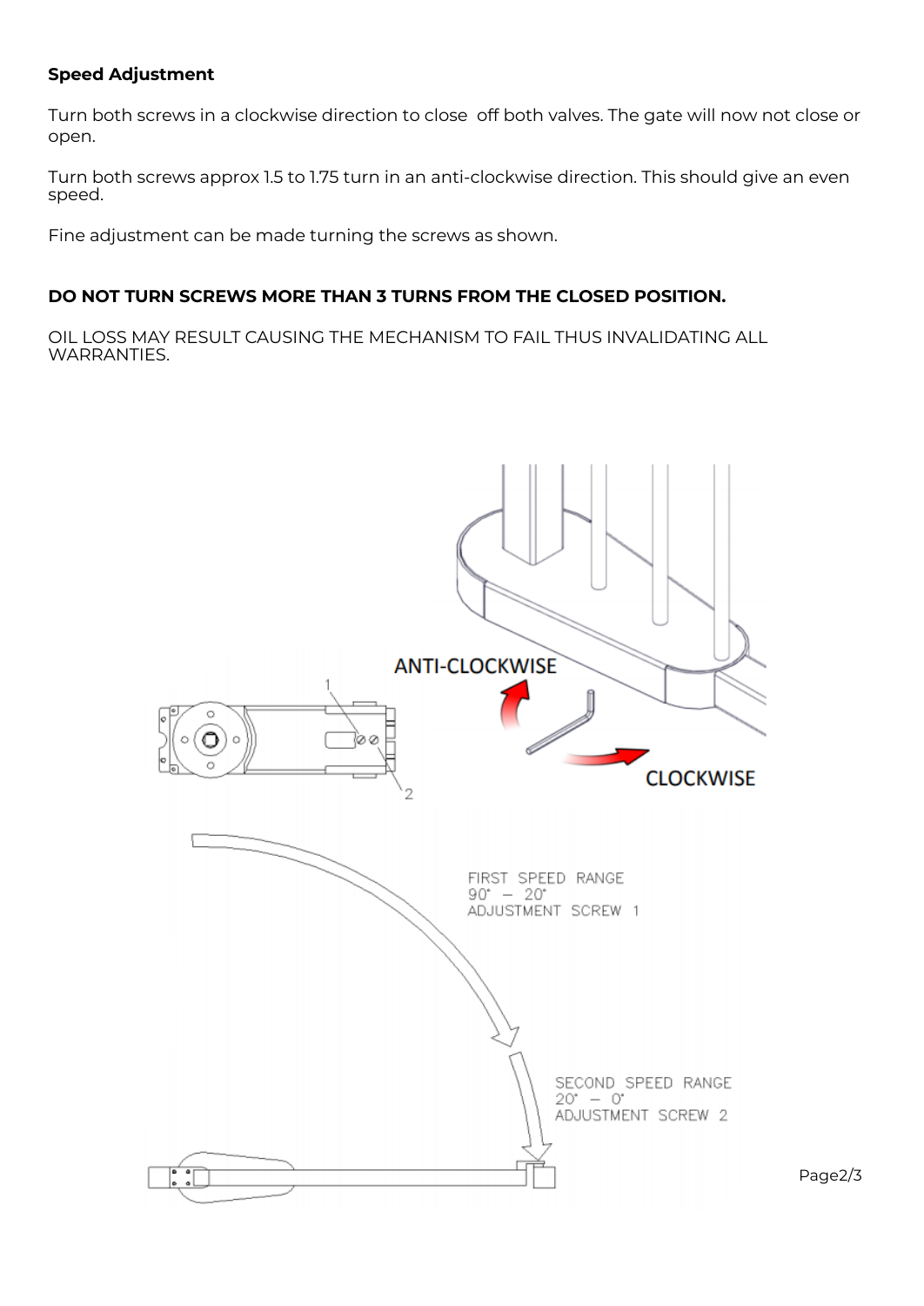**Speed Adjustment**

Turn both screws in a clockwise direction to close  off both valves. The gate will now not close or open.

Turn both screws approx 1.5 to 1.75 turn in an anti-clockwise direction. This should give an even speed.

Fine adjustment can be made turning the screws as shown.

**DO NOT TURN SCREWS MORE THAN 3 TURNS FROM THE CLOSED POSITION.**

OIL LOSS MAY RESULT CAUSING THE MECHANISM TO FAIL THUS INVALIDATING ALL WARRANTIES.

ANTI-CLOCKWISE

CLOCKWISE

FIRST SPEED RANGE
90° – 20°
ADJUSTMENT SCREW 1

SECOND SPEED RANGE
20° – 0°
ADJUSTMENT SCREW 2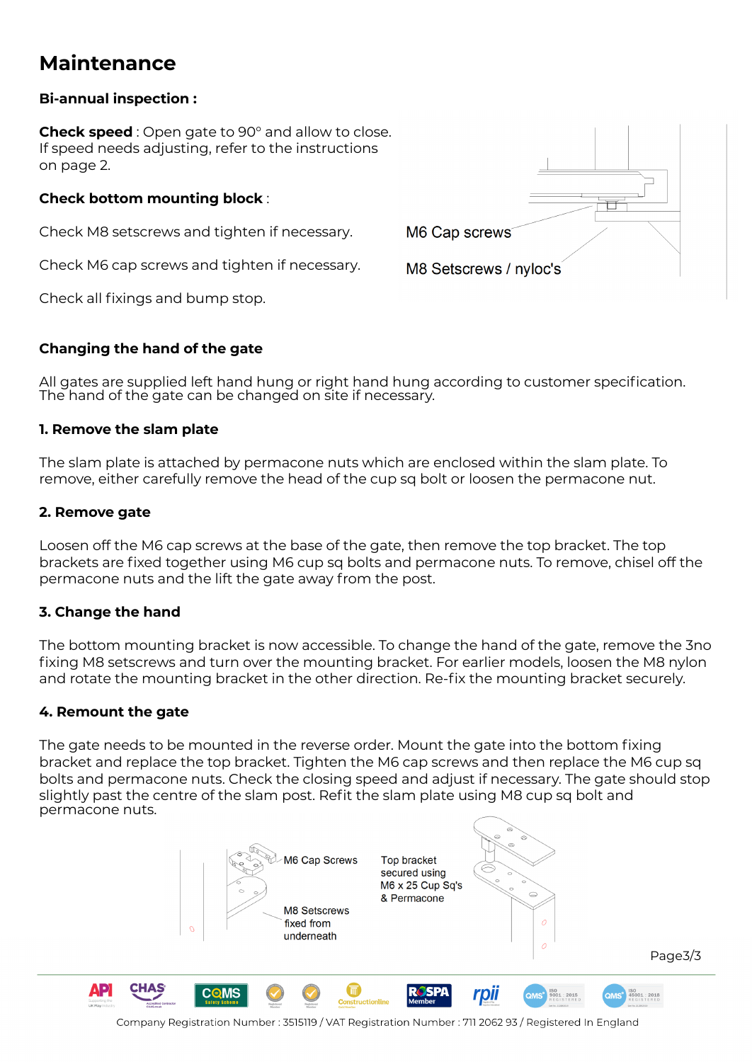# Maintenance

**Bi-annual inspection :**

**Check speed** : Open gate to 90° and allow to close. If speed needs adjusting, refer to the instructions on page 2.

**Check bottom mounting block** :

Check M8 setscrews and tighten if necessary.

Check M6 cap screws and tighten if necessary.

Check all fixings and bump stop.

M6 Cap screws

M8 Setscrews / nyloc's

## Changing the hand of the gate

All gates are supplied left hand hung or right hand hung according to customer specification. The hand of the gate can be changed on site if necessary.

### 1. Remove the slam plate

The slam plate is attached by permacone nuts which are enclosed within the slam plate. To remove, either carefully remove the head of the cup sq bolt or loosen the permacone nut.

### 2. Remove gate

Loosen off the M6 cap screws at the base of the gate, then remove the top bracket. The top brackets are fixed together using M6 cup sq bolts and permacone nuts. To remove, chisel off the permacone nuts and the lift the gate away from the post.

### 3. Change the hand

The bottom mounting bracket is now accessible. To change the hand of the gate, remove the 3no fixing M8 setscrews and turn over the mounting bracket. For earlier models, loosen the M8 nylon and rotate the mounting bracket in the other direction. Re-fix the mounting bracket securely.

### 4. Remount the gate

The gate needs to be mounted in the reverse order. Mount the gate into the bottom fixing bracket and replace the top bracket. Tighten the M6 cap screws and then replace the M6 cup sq bolts and permacone nuts. Check the closing speed and adjust if necessary. The gate should stop slightly past the centre of the slam post. Refit the slam plate using M8 cup sq bolt and permacone nuts.

M6 Cap Screws

M8 Setscrews fixed from underneath

Top bracket secured using M6 x 25 Cup Sq's & Permacone

Company Registration Number : 3515119 / VAT Registration Number : 711 2062 93 / Registered In England